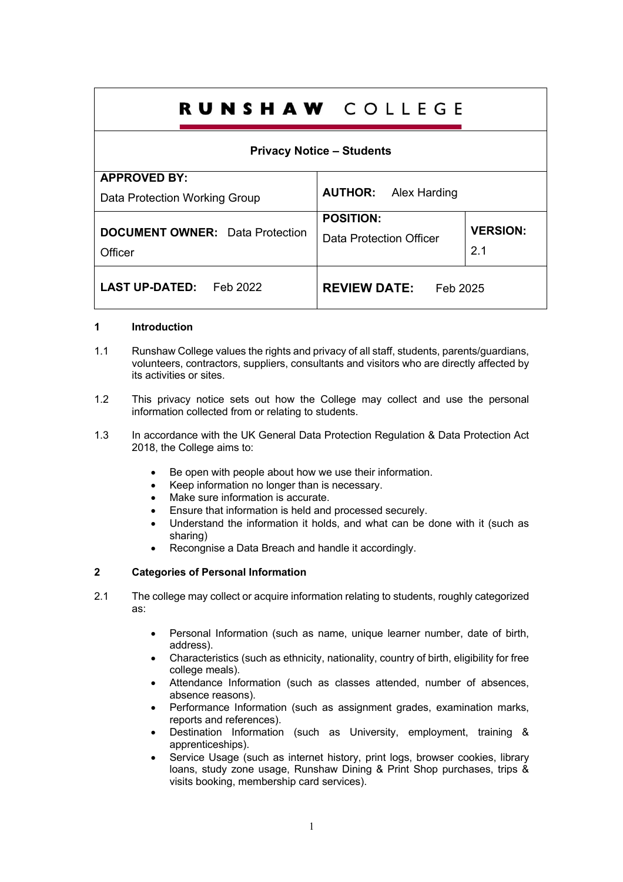# RUNSHAW COLLEGE

| **Privacy Notice – Students** | | |
|---|---|---|
| **APPROVED BY:** Data Protection Working Group | **AUTHOR:** Alex Harding | |
| **DOCUMENT OWNER:** Data Protection Officer | **POSITION:** Data Protection Officer | **VERSION:** 2.1 |
| **LAST UP-DATED:** Feb 2022 | **REVIEW DATE:** Feb 2025 | |

## 1 Introduction

1.1 Runshaw College values the rights and privacy of all staff, students, parents/guardians, volunteers, contractors, suppliers, consultants and visitors who are directly affected by its activities or sites.

1.2 This privacy notice sets out how the College may collect and use the personal information collected from or relating to students.

1.3 In accordance with the UK General Data Protection Regulation & Data Protection Act 2018, the College aims to:

- Be open with people about how we use their information.
- Keep information no longer than is necessary.
- Make sure information is accurate.
- Ensure that information is held and processed securely.
- Understand the information it holds, and what can be done with it (such as sharing)
- Recongnise a Data Breach and handle it accordingly.

## 2 Categories of Personal Information

2.1 The college may collect or acquire information relating to students, roughly categorized as:

- Personal Information (such as name, unique learner number, date of birth, address).
- Characteristics (such as ethnicity, nationality, country of birth, eligibility for free college meals).
- Attendance Information (such as classes attended, number of absences, absence reasons).
- Performance Information (such as assignment grades, examination marks, reports and references).
- Destination Information (such as University, employment, training & apprenticeships).
- Service Usage (such as internet history, print logs, browser cookies, library loans, study zone usage, Runshaw Dining & Print Shop purchases, trips & visits booking, membership card services).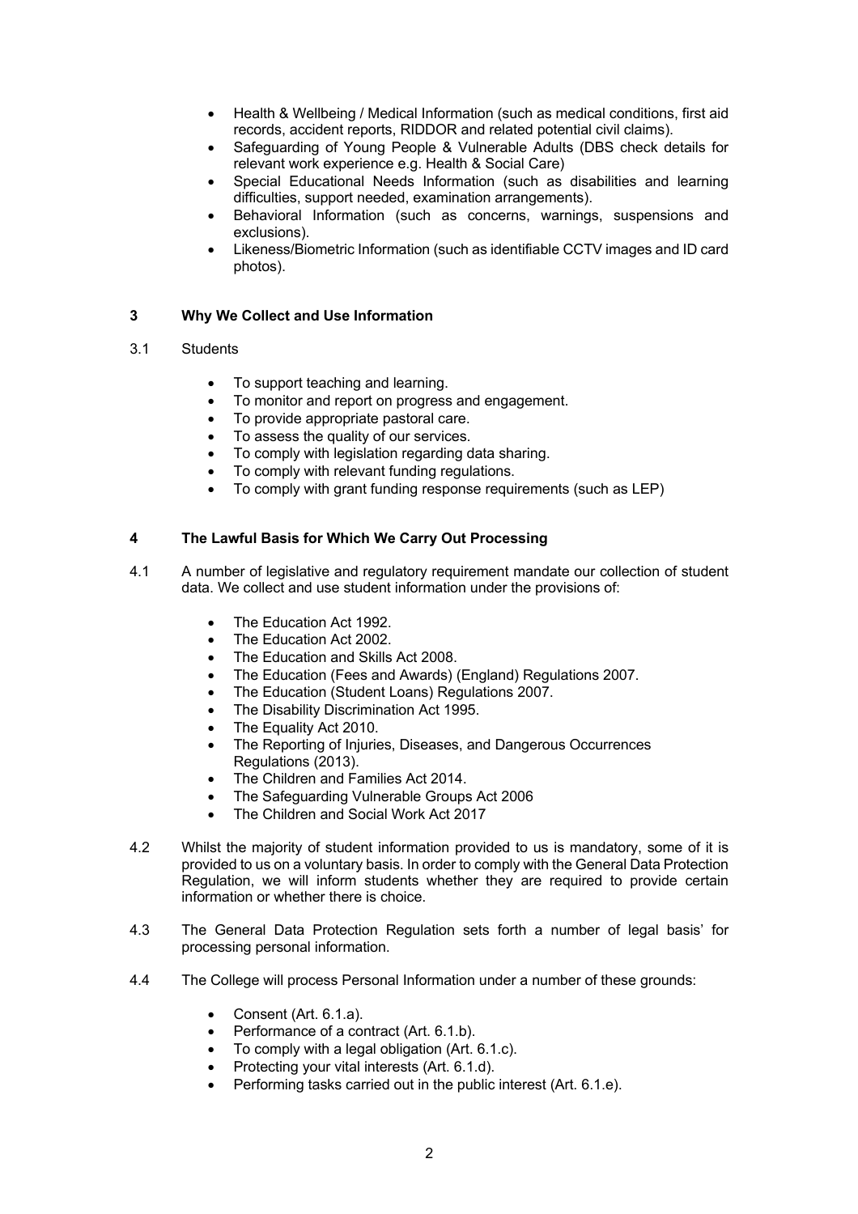- Health & Wellbeing / Medical Information (such as medical conditions, first aid records, accident reports, RIDDOR and related potential civil claims).
- Safeguarding of Young People & Vulnerable Adults (DBS check details for relevant work experience e.g. Health & Social Care)
- Special Educational Needs Information (such as disabilities and learning difficulties, support needed, examination arrangements).
- Behavioral Information (such as concerns, warnings, suspensions and exclusions).
- Likeness/Biometric Information (such as identifiable CCTV images and ID card photos).

## 3 Why We Collect and Use Information

3.1 Students

- To support teaching and learning.
- To monitor and report on progress and engagement.
- To provide appropriate pastoral care.
- To assess the quality of our services.
- To comply with legislation regarding data sharing.
- To comply with relevant funding regulations.
- To comply with grant funding response requirements (such as LEP)

## 4 The Lawful Basis for Which We Carry Out Processing

4.1 A number of legislative and regulatory requirement mandate our collection of student data. We collect and use student information under the provisions of:

- The Education Act 1992.
- The Education Act 2002.
- The Education and Skills Act 2008.
- The Education (Fees and Awards) (England) Regulations 2007.
- The Education (Student Loans) Regulations 2007.
- The Disability Discrimination Act 1995.
- The Equality Act 2010.
- The Reporting of Injuries, Diseases, and Dangerous Occurrences Regulations (2013).
- The Children and Families Act 2014.
- The Safeguarding Vulnerable Groups Act 2006
- The Children and Social Work Act 2017

4.2 Whilst the majority of student information provided to us is mandatory, some of it is provided to us on a voluntary basis. In order to comply with the General Data Protection Regulation, we will inform students whether they are required to provide certain information or whether there is choice.

4.3 The General Data Protection Regulation sets forth a number of legal basis' for processing personal information.

4.4 The College will process Personal Information under a number of these grounds:

- Consent (Art. 6.1.a).
- Performance of a contract (Art. 6.1.b).
- To comply with a legal obligation (Art. 6.1.c).
- Protecting your vital interests (Art. 6.1.d).
- Performing tasks carried out in the public interest (Art. 6.1.e).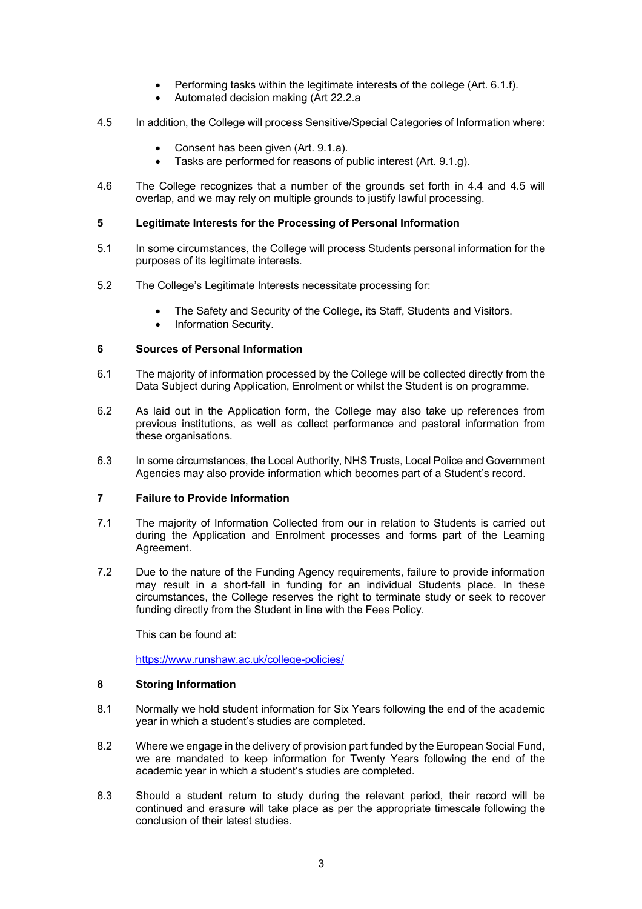- Performing tasks within the legitimate interests of the college (Art. 6.1.f).
- Automated decision making (Art 22.2.a

4.5 In addition, the College will process Sensitive/Special Categories of Information where:

- Consent has been given (Art. 9.1.a).
- Tasks are performed for reasons of public interest (Art. 9.1.g).

4.6 The College recognizes that a number of the grounds set forth in 4.4 and 4.5 will overlap, and we may rely on multiple grounds to justify lawful processing.

## 5 Legitimate Interests for the Processing of Personal Information

5.1 In some circumstances, the College will process Students personal information for the purposes of its legitimate interests.

5.2 The College's Legitimate Interests necessitate processing for:

- The Safety and Security of the College, its Staff, Students and Visitors.
- Information Security.

## 6 Sources of Personal Information

6.1 The majority of information processed by the College will be collected directly from the Data Subject during Application, Enrolment or whilst the Student is on programme.

6.2 As laid out in the Application form, the College may also take up references from previous institutions, as well as collect performance and pastoral information from these organisations.

6.3 In some circumstances, the Local Authority, NHS Trusts, Local Police and Government Agencies may also provide information which becomes part of a Student's record.

## 7 Failure to Provide Information

7.1 The majority of Information Collected from our in relation to Students is carried out during the Application and Enrolment processes and forms part of the Learning Agreement.

7.2 Due to the nature of the Funding Agency requirements, failure to provide information may result in a short-fall in funding for an individual Students place. In these circumstances, the College reserves the right to terminate study or seek to recover funding directly from the Student in line with the Fees Policy.

This can be found at:

https://www.runshaw.ac.uk/college-policies/

## 8 Storing Information

8.1 Normally we hold student information for Six Years following the end of the academic year in which a student's studies are completed.

8.2 Where we engage in the delivery of provision part funded by the European Social Fund, we are mandated to keep information for Twenty Years following the end of the academic year in which a student's studies are completed.

8.3 Should a student return to study during the relevant period, their record will be continued and erasure will take place as per the appropriate timescale following the conclusion of their latest studies.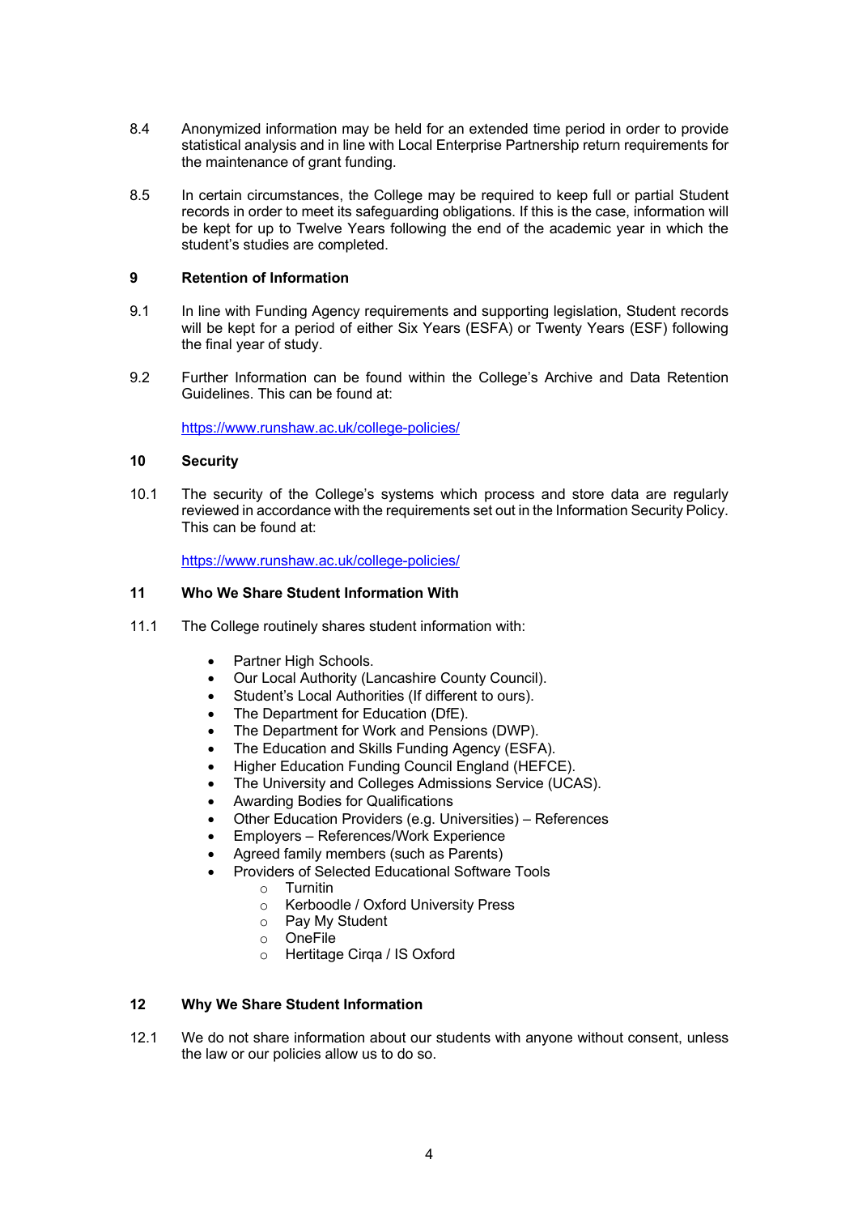8.4 Anonymized information may be held for an extended time period in order to provide statistical analysis and in line with Local Enterprise Partnership return requirements for the maintenance of grant funding.

8.5 In certain circumstances, the College may be required to keep full or partial Student records in order to meet its safeguarding obligations. If this is the case, information will be kept for up to Twelve Years following the end of the academic year in which the student's studies are completed.

## 9 Retention of Information

9.1 In line with Funding Agency requirements and supporting legislation, Student records will be kept for a period of either Six Years (ESFA) or Twenty Years (ESF) following the final year of study.

9.2 Further Information can be found within the College's Archive and Data Retention Guidelines. This can be found at:

https://www.runshaw.ac.uk/college-policies/

## 10 Security

10.1 The security of the College's systems which process and store data are regularly reviewed in accordance with the requirements set out in the Information Security Policy. This can be found at:

https://www.runshaw.ac.uk/college-policies/

## 11 Who We Share Student Information With

11.1 The College routinely shares student information with:

- Partner High Schools.
- Our Local Authority (Lancashire County Council).
- Student's Local Authorities (If different to ours).
- The Department for Education (DfE).
- The Department for Work and Pensions (DWP).
- The Education and Skills Funding Agency (ESFA).
- Higher Education Funding Council England (HEFCE).
- The University and Colleges Admissions Service (UCAS).
- Awarding Bodies for Qualifications
- Other Education Providers (e.g. Universities) – References
- Employers – References/Work Experience
- Agreed family members (such as Parents)
- Providers of Selected Educational Software Tools
  - Turnitin
  - Kerboodle / Oxford University Press
  - Pay My Student
  - OneFile
  - Hertitage Cirqa / IS Oxford

## 12 Why We Share Student Information

12.1 We do not share information about our students with anyone without consent, unless the law or our policies allow us to do so.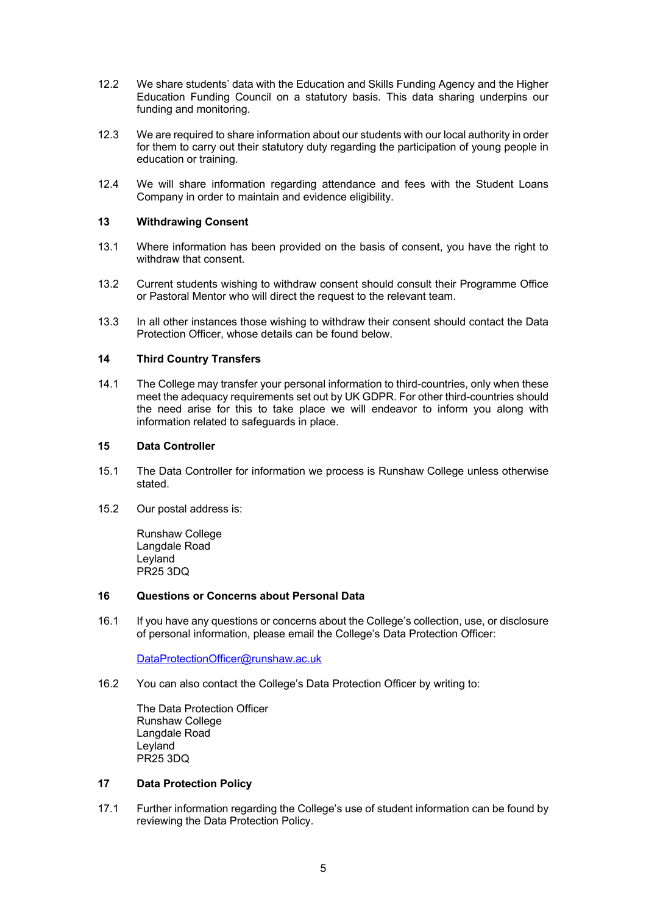12.2 We share students' data with the Education and Skills Funding Agency and the Higher Education Funding Council on a statutory basis. This data sharing underpins our funding and monitoring.

12.3 We are required to share information about our students with our local authority in order for them to carry out their statutory duty regarding the participation of young people in education or training.

12.4 We will share information regarding attendance and fees with the Student Loans Company in order to maintain and evidence eligibility.

## 13 Withdrawing Consent

13.1 Where information has been provided on the basis of consent, you have the right to withdraw that consent.

13.2 Current students wishing to withdraw consent should consult their Programme Office or Pastoral Mentor who will direct the request to the relevant team.

13.3 In all other instances those wishing to withdraw their consent should contact the Data Protection Officer, whose details can be found below.

## 14 Third Country Transfers

14.1 The College may transfer your personal information to third-countries, only when these meet the adequacy requirements set out by UK GDPR. For other third-countries should the need arise for this to take place we will endeavor to inform you along with information related to safeguards in place.

## 15 Data Controller

15.1 The Data Controller for information we process is Runshaw College unless otherwise stated.

15.2 Our postal address is:

Runshaw College
Langdale Road
Leyland
PR25 3DQ

## 16 Questions or Concerns about Personal Data

16.1 If you have any questions or concerns about the College's collection, use, or disclosure of personal information, please email the College's Data Protection Officer:

DataProtectionOfficer@runshaw.ac.uk

16.2 You can also contact the College's Data Protection Officer by writing to:

The Data Protection Officer
Runshaw College
Langdale Road
Leyland
PR25 3DQ

## 17 Data Protection Policy

17.1 Further information regarding the College's use of student information can be found by reviewing the Data Protection Policy.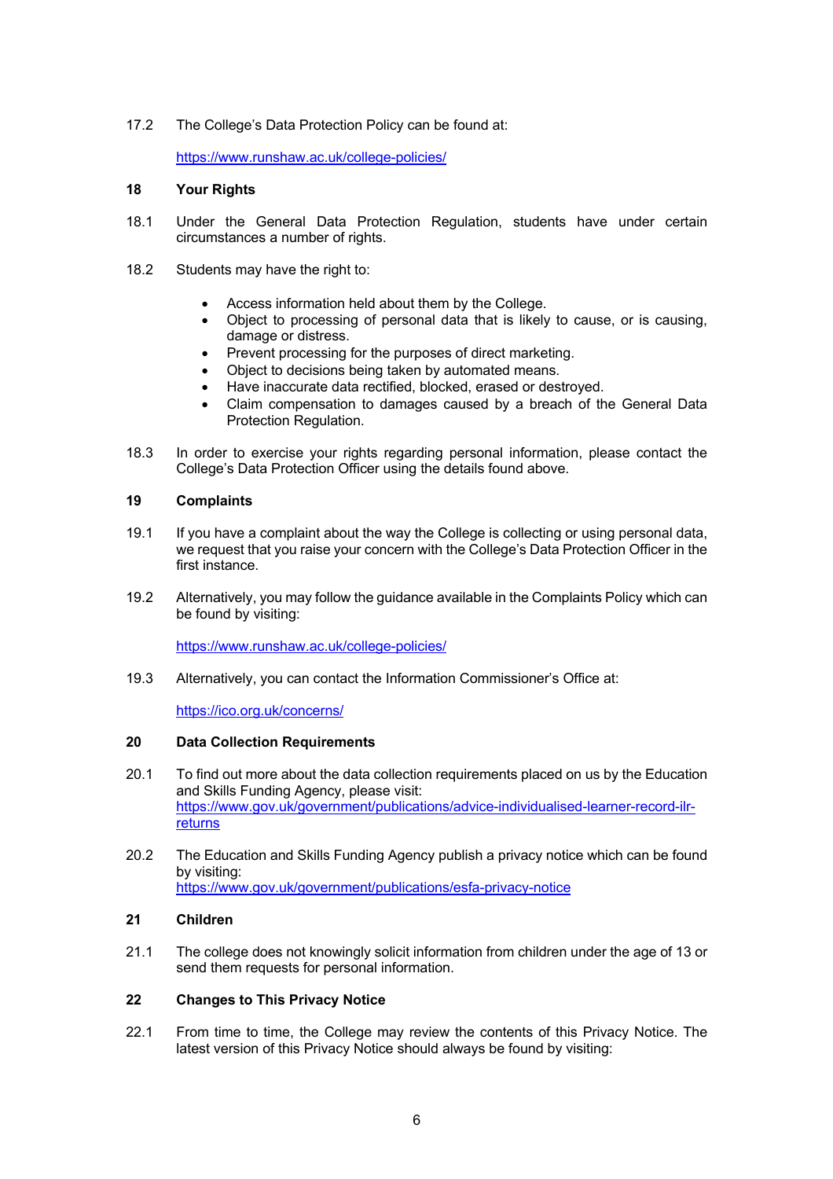17.2 The College's Data Protection Policy can be found at:

https://www.runshaw.ac.uk/college-policies/

## 18 Your Rights

18.1 Under the General Data Protection Regulation, students have under certain circumstances a number of rights.

18.2 Students may have the right to:

- Access information held about them by the College.
- Object to processing of personal data that is likely to cause, or is causing, damage or distress.
- Prevent processing for the purposes of direct marketing.
- Object to decisions being taken by automated means.
- Have inaccurate data rectified, blocked, erased or destroyed.
- Claim compensation to damages caused by a breach of the General Data Protection Regulation.

18.3 In order to exercise your rights regarding personal information, please contact the College's Data Protection Officer using the details found above.

## 19 Complaints

19.1 If you have a complaint about the way the College is collecting or using personal data, we request that you raise your concern with the College's Data Protection Officer in the first instance.

19.2 Alternatively, you may follow the guidance available in the Complaints Policy which can be found by visiting:

https://www.runshaw.ac.uk/college-policies/

19.3 Alternatively, you can contact the Information Commissioner's Office at:

https://ico.org.uk/concerns/

## 20 Data Collection Requirements

20.1 To find out more about the data collection requirements placed on us by the Education and Skills Funding Agency, please visit: https://www.gov.uk/government/publications/advice-individualised-learner-record-ilr-returns

20.2 The Education and Skills Funding Agency publish a privacy notice which can be found by visiting: https://www.gov.uk/government/publications/esfa-privacy-notice

## 21 Children

21.1 The college does not knowingly solicit information from children under the age of 13 or send them requests for personal information.

## 22 Changes to This Privacy Notice

22.1 From time to time, the College may review the contents of this Privacy Notice. The latest version of this Privacy Notice should always be found by visiting: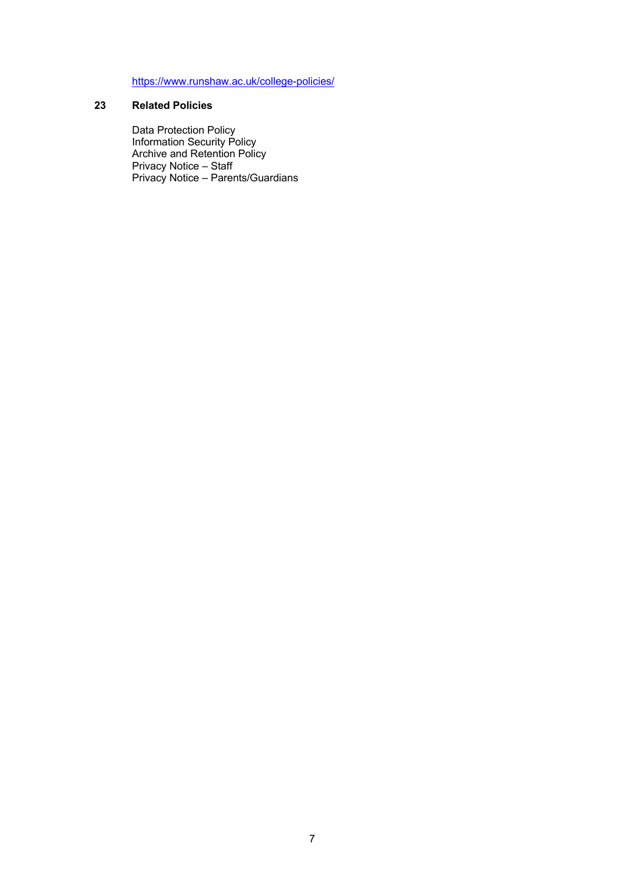https://www.runshaw.ac.uk/college-policies/

## 23 Related Policies

Data Protection Policy
Information Security Policy
Archive and Retention Policy
Privacy Notice – Staff
Privacy Notice – Parents/Guardians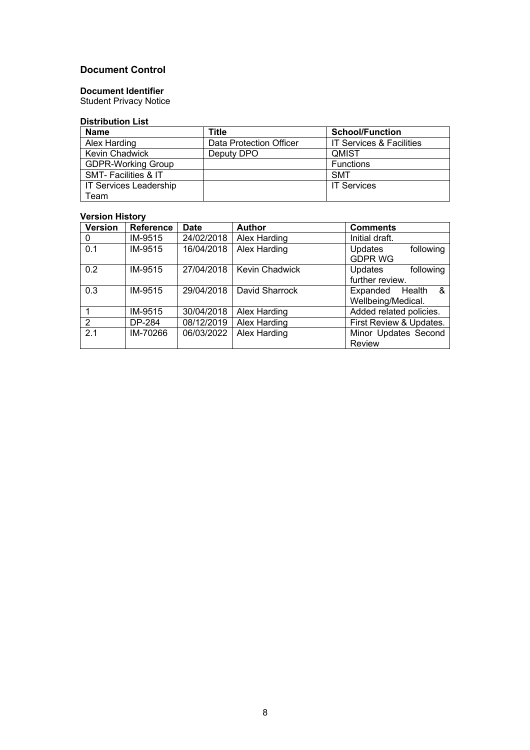### Document Control

**Document Identifier**
Student Privacy Notice

**Distribution List**

| Name | Title | School/Function |
|---|---|---|
| Alex Harding | Data Protection Officer | IT Services & Facilities |
| Kevin Chadwick | Deputy DPO | QMIST |
| GDPR-Working Group | | Functions |
| SMT- Facilities & IT | | SMT |
| IT Services Leadership Team | | IT Services |

**Version History**

| Version | Reference | Date | Author | Comments |
|---|---|---|---|---|
| 0 | IM-9515 | 24/02/2018 | Alex Harding | Initial draft. |
| 0.1 | IM-9515 | 16/04/2018 | Alex Harding | Updates following GDPR WG |
| 0.2 | IM-9515 | 27/04/2018 | Kevin Chadwick | Updates following further review. |
| 0.3 | IM-9515 | 29/04/2018 | David Sharrock | Expanded Health & Wellbeing/Medical. |
| 1 | IM-9515 | 30/04/2018 | Alex Harding | Added related policies. |
| 2 | DP-284 | 08/12/2019 | Alex Harding | First Review & Updates. |
| 2.1 | IM-70266 | 06/03/2022 | Alex Harding | Minor Updates Second Review |